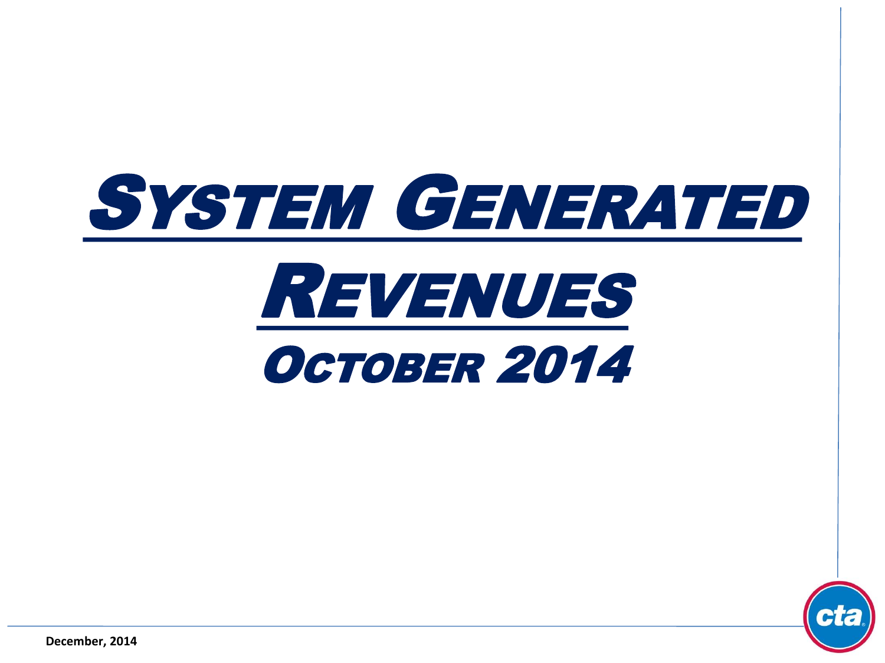# System Generated Revenues

## October 2014

December, 2014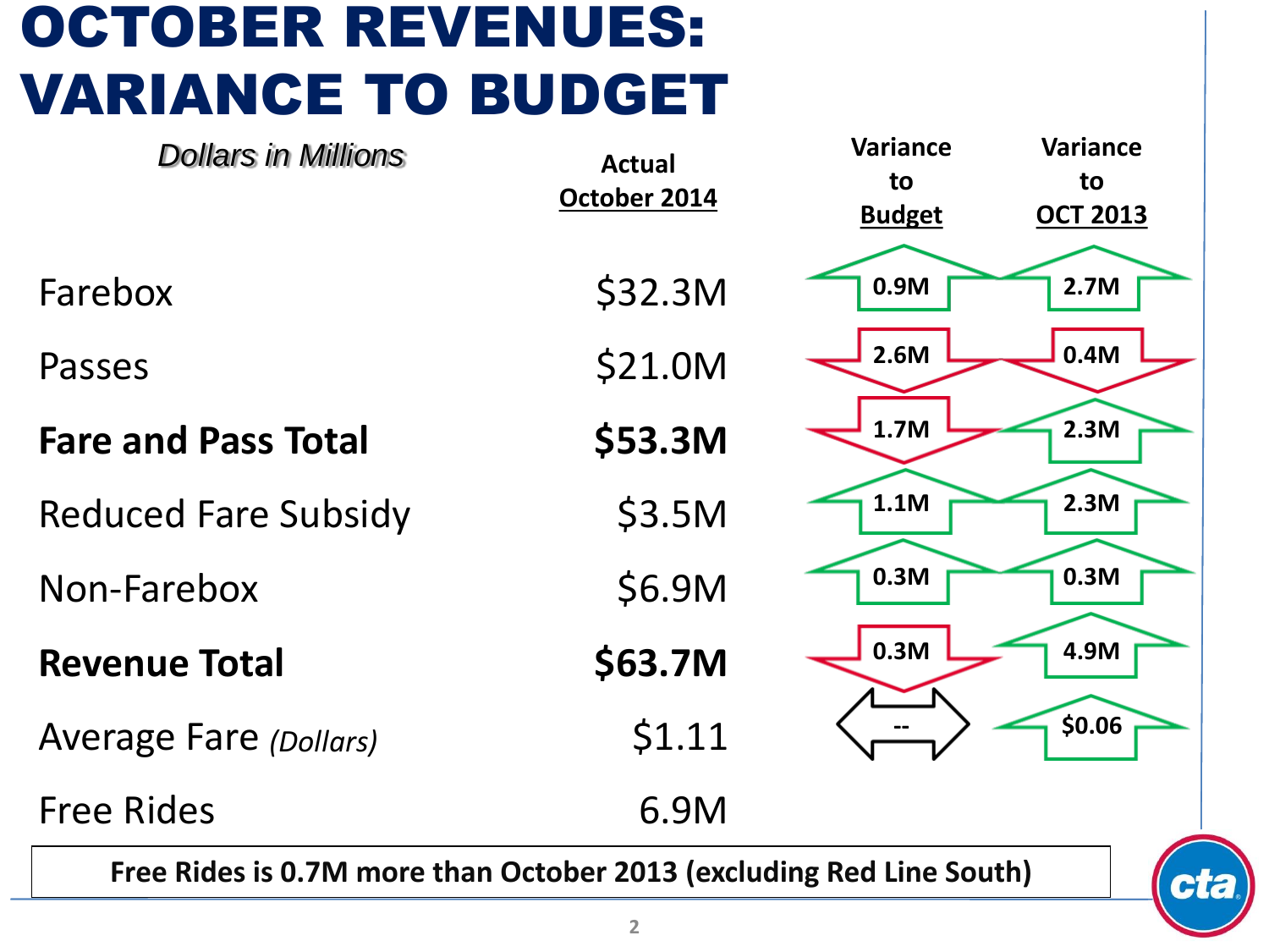# OCTOBER REVENUES: VARIANCE TO BUDGET

| *Dollars in Millions* | Actual October 2014 | Variance to Budget | Variance to OCT 2013 |
|---|---|---|---|
| Farebox | $32.3M | ▲ 0.9M | ▲ 2.7M |
| Passes | $21.0M | ▼ 2.6M | ▼ 0.4M |
| **Fare and Pass Total** | **$53.3M** | ▼ 1.7M | ▲ 2.3M |
| Reduced Fare Subsidy | $3.5M | ▲ 1.1M | ▲ 2.3M |
| Non-Farebox | $6.9M | ▲ 0.3M | ▲ 0.3M |
| **Revenue Total** | **$63.7M** | ▼ 0.3M | ▲ 4.9M |
| Average Fare *(Dollars)* | $1.11 | ↔ -- | ▲ $0.06 |
| Free Rides | 6.9M | | |

**Free Rides is 0.7M more than October 2013 (excluding Red Line South)**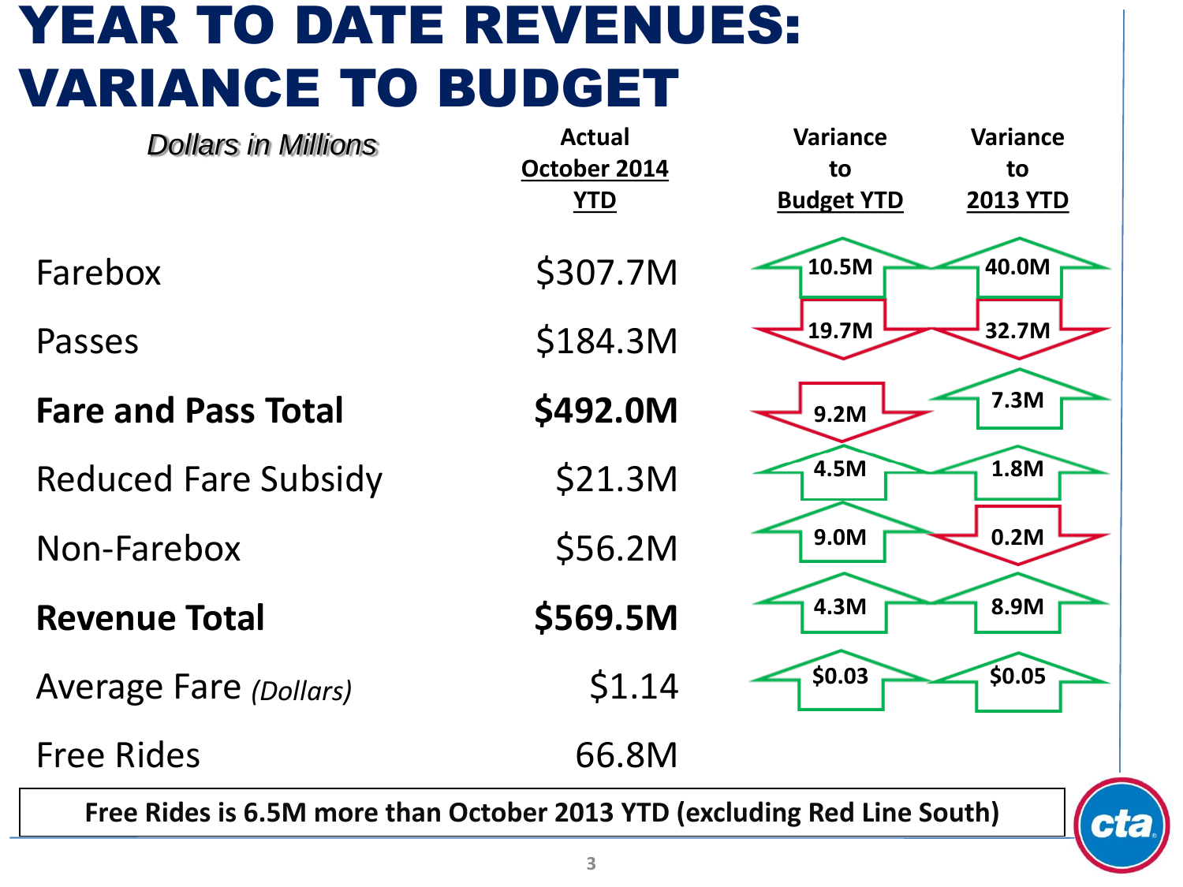# YEAR TO DATE REVENUES: VARIANCE TO BUDGET

| *Dollars in Millions* | Actual October 2014 YTD | Variance to Budget YTD | Variance to 2013 YTD |
|---|---|---|---|
| Farebox | $307.7M | ▲ 10.5M | ▲ 40.0M |
| Passes | $184.3M | ▼ 19.7M | ▼ 32.7M |
| **Fare and Pass Total** | **$492.0M** | ▼ 9.2M | ▲ 7.3M |
| Reduced Fare Subsidy | $21.3M | ▲ 4.5M | ▲ 1.8M |
| Non-Farebox | $56.2M | ▲ 9.0M | ▼ 0.2M |
| **Revenue Total** | **$569.5M** | ▲ 4.3M | ▲ 8.9M |
| Average Fare *(Dollars)* | $1.14 | ▲ $0.03 | ▲ $0.05 |
| Free Rides | 66.8M | | |

**Free Rides is 6.5M more than October 2013 YTD (excluding Red Line South)**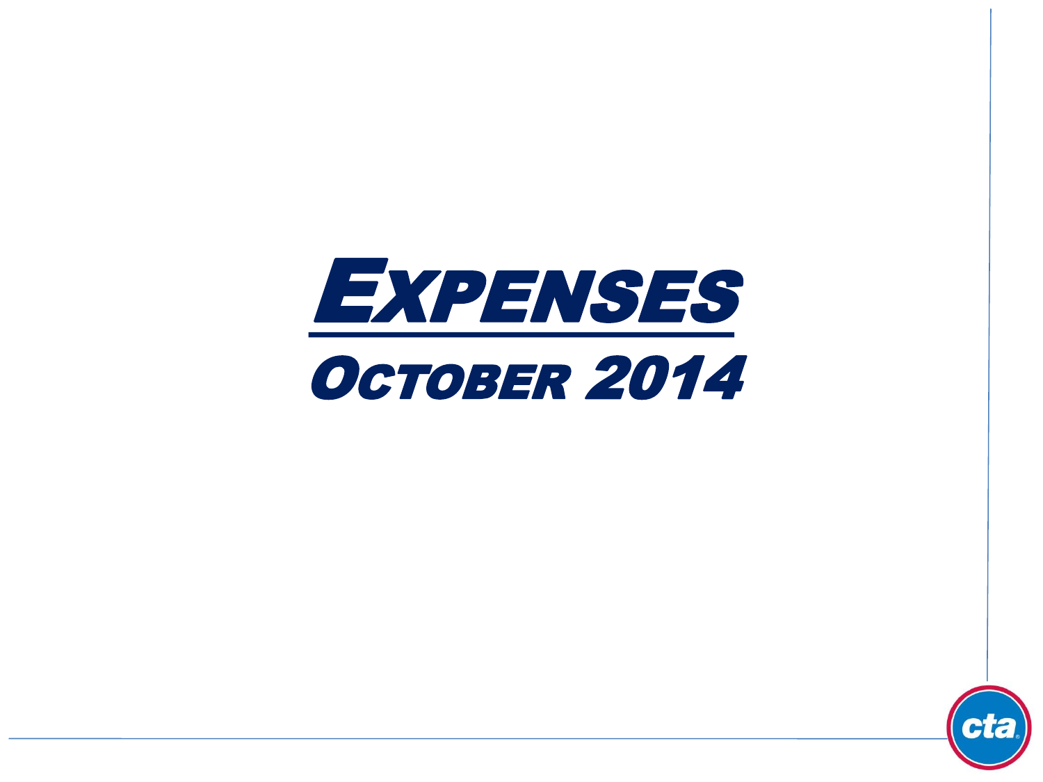# Expenses

## October 2014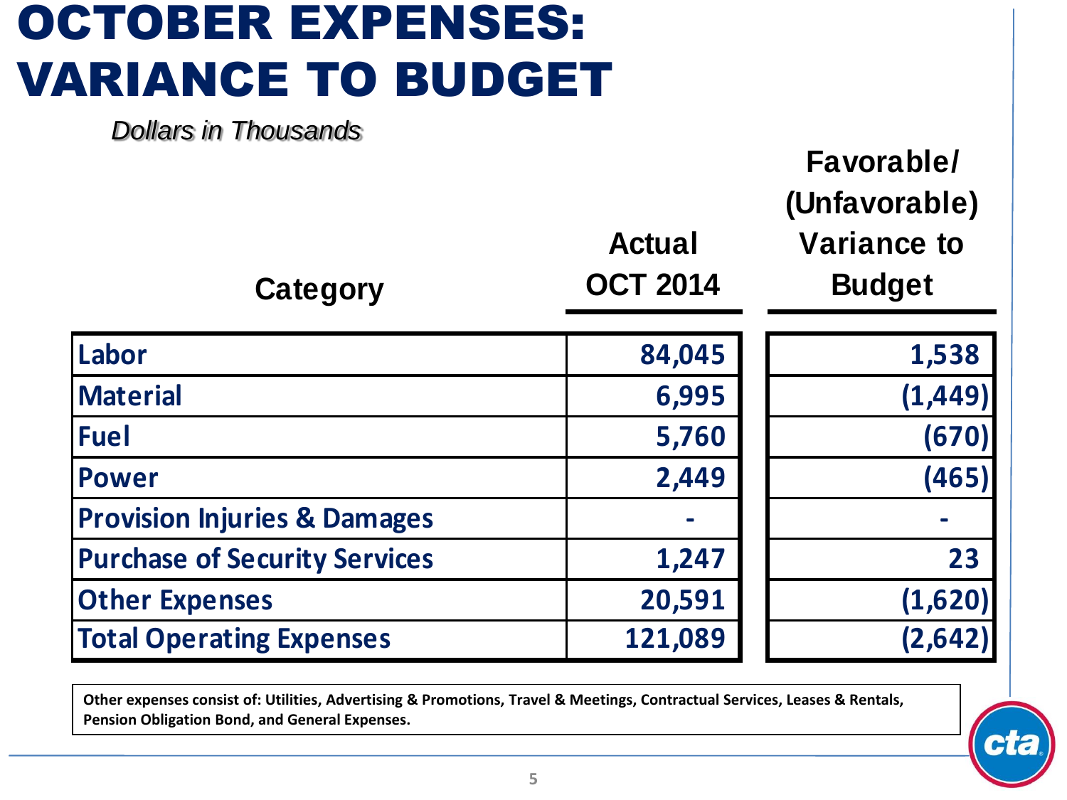# OCTOBER EXPENSES: VARIANCE TO BUDGET

*Dollars in Thousands*

| Category | Actual OCT 2014 | Favorable/ (Unfavorable) Variance to Budget |
|---|---|---|
| Labor | 84,045 | 1,538 |
| Material | 6,995 | (1,449) |
| Fuel | 5,760 | (670) |
| Power | 2,449 | (465) |
| Provision Injuries & Damages | - | - |
| Purchase of Security Services | 1,247 | 23 |
| Other Expenses | 20,591 | (1,620) |
| Total Operating Expenses | 121,089 | (2,642) |

**Other expenses consist of: Utilities, Advertising & Promotions, Travel & Meetings, Contractual Services, Leases & Rentals, Pension Obligation Bond, and General Expenses.**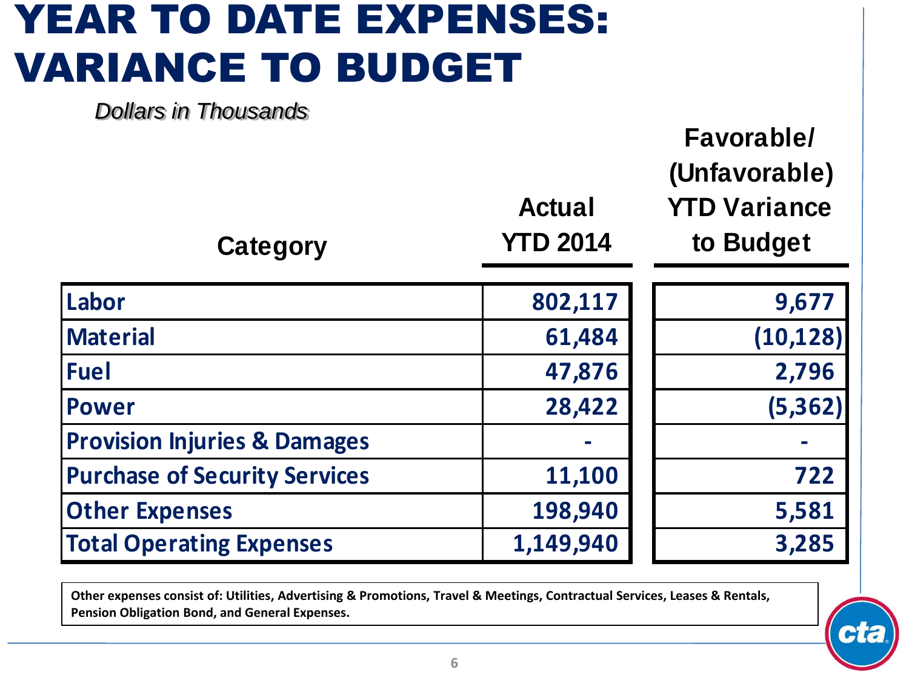# YEAR TO DATE EXPENSES: VARIANCE TO BUDGET

*Dollars in Thousands*

| Category | Actual YTD 2014 | Favorable/ (Unfavorable) YTD Variance to Budget |
|---|---|---|
| Labor | 802,117 | 9,677 |
| Material | 61,484 | (10,128) |
| Fuel | 47,876 | 2,796 |
| Power | 28,422 | (5,362) |
| Provision Injuries & Damages | - | - |
| Purchase of Security Services | 11,100 | 722 |
| Other Expenses | 198,940 | 5,581 |
| Total Operating Expenses | 1,149,940 | 3,285 |

**Other expenses consist of: Utilities, Advertising & Promotions, Travel & Meetings, Contractual Services, Leases & Rentals, Pension Obligation Bond, and General Expenses.**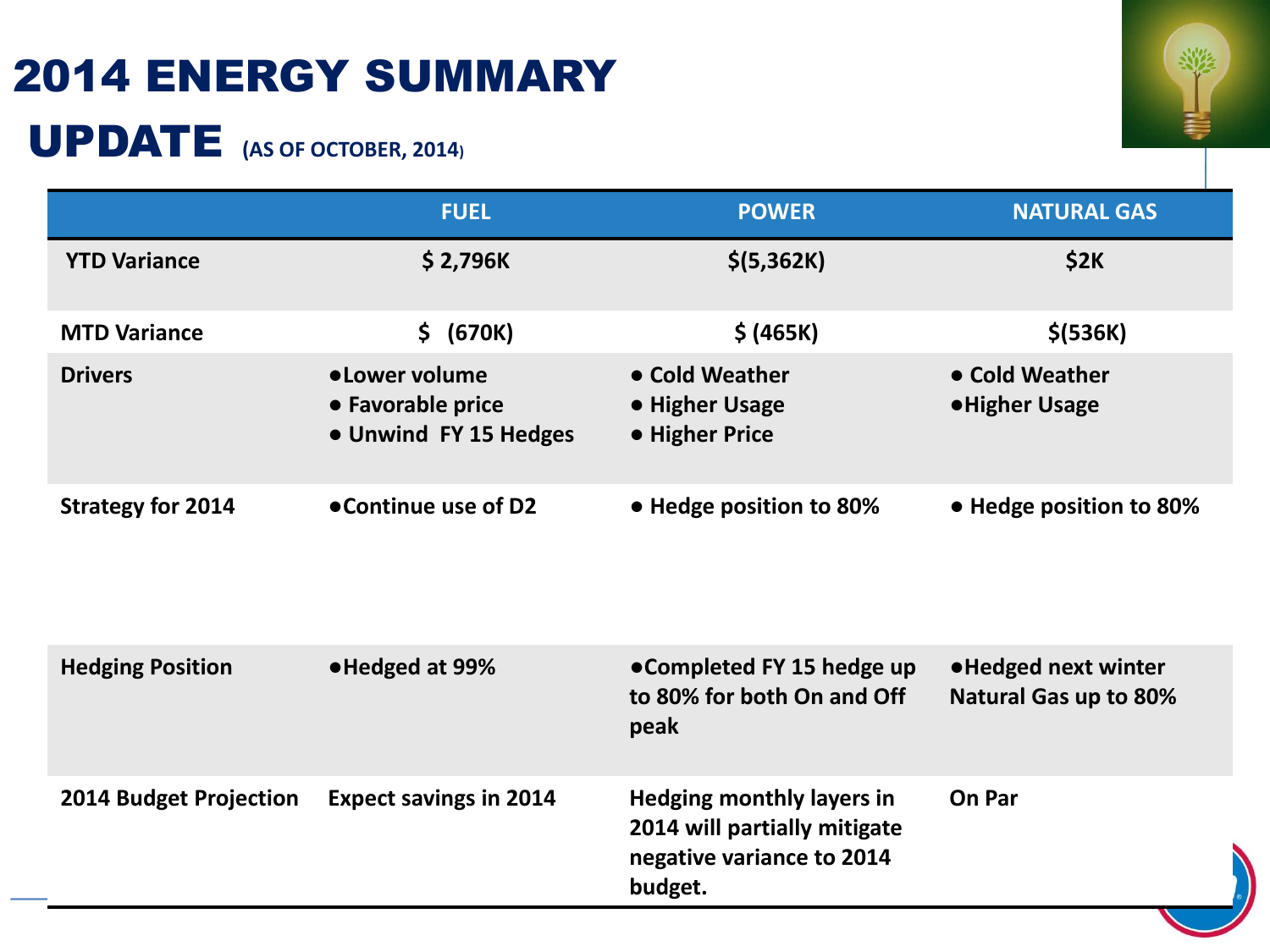# 2014 ENERGY SUMMARY UPDATE (AS OF OCTOBER, 2014)

| | FUEL | POWER | NATURAL GAS |
|---|---|---|---|
| **YTD Variance** | $ 2,796K | $(5,362K) | $2K |
| **MTD Variance** | $ (670K) | $ (465K) | $(536K) |
| **Drivers** | ● Lower volume<br>● Favorable price<br>● Unwind FY 15 Hedges | ● Cold Weather<br>● Higher Usage<br>● Higher Price | ● Cold Weather<br>● Higher Usage |
| **Strategy for 2014** | ● Continue use of D2 | ● Hedge position to 80% | ● Hedge position to 80% |
| **Hedging Position** | ● Hedged at 99% | ● Completed FY 15 hedge up to 80% for both On and Off peak | ● Hedged next winter Natural Gas up to 80% |
| **2014 Budget Projection** | Expect savings in 2014 | Hedging monthly layers in 2014 will partially mitigate negative variance to 2014 budget. | On Par |